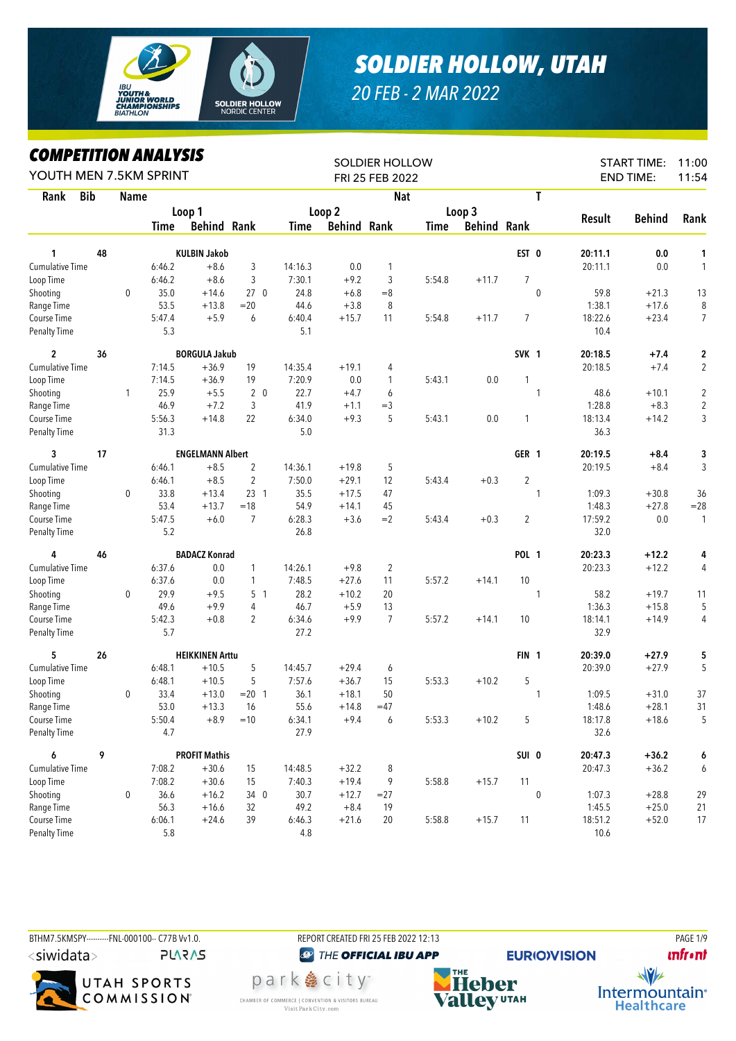# SOLDIER HOLLOW, UTAH

*20 FEB - 2 MAR 2022*

## COMPETITION ANALYSIS

YOUTH MEN 7.5KM SPRINT

SOLDIER HOLLOW
FRI 25 FEB 2022

START TIME: 11:00
END TIME: 11:54

| Rank | Bib | Name | | Loop 1 Time | Loop 1 Behind | Loop 1 Rank | | Loop 2 Time | Loop 2 Behind | Loop 2 Rank | Loop 3 Time | Loop 3 Behind | Loop 3 Rank | Nat / T | Result | Behind | Rank |
|---|---|---|---|---|---|---|---|---|---|---|---|---|---|---|---|---|---|
| **1** | **48** | **KULBIN Jakob** | | | | | | | | | | | | **EST 0** | **20:11.1** | **0.0** | **1** |
| Cumulative Time | | | | 6:46.2 | +8.6 | 3 | | 14:16.3 | 0.0 | 1 | | | | | 20:11.1 | 0.0 | 1 |
| Loop Time | | | | 6:46.2 | +8.6 | 3 | | 7:30.1 | +9.2 | 3 | 5:54.8 | +11.7 | 7 | | | | |
| Shooting | | | 0 | 35.0 | +14.6 | 27 | 0 | 24.8 | +6.8 | =8 | | | | 0 | 59.8 | +21.3 | 13 |
| Range Time | | | | 53.5 | +13.8 | =20 | | 44.6 | +3.8 | 8 | | | | | 1:38.1 | +17.6 | 8 |
| Course Time | | | | 5:47.4 | +5.9 | 6 | | 6:40.4 | +15.7 | 11 | 5:54.8 | +11.7 | 7 | | 18:22.6 | +23.4 | 7 |
| Penalty Time | | | | 5.3 | | | | 5.1 | | | | | | | 10.4 | | |
| **2** | **36** | **BORGULA Jakub** | | | | | | | | | | | | **SVK 1** | **20:18.5** | **+7.4** | **2** |
| Cumulative Time | | | | 7:14.5 | +36.9 | 19 | | 14:35.4 | +19.1 | 4 | | | | | 20:18.5 | +7.4 | 2 |
| Loop Time | | | | 7:14.5 | +36.9 | 19 | | 7:20.9 | 0.0 | 1 | 5:43.1 | 0.0 | 1 | | | | |
| Shooting | | | 1 | 25.9 | +5.5 | 2 | 0 | 22.7 | +4.7 | 6 | | | | 1 | 48.6 | +10.1 | 2 |
| Range Time | | | | 46.9 | +7.2 | 3 | | 41.9 | +1.1 | =3 | | | | | 1:28.8 | +8.3 | 2 |
| Course Time | | | | 5:56.3 | +14.8 | 22 | | 6:34.0 | +9.3 | 5 | 5:43.1 | 0.0 | 1 | | 18:13.4 | +14.2 | 3 |
| Penalty Time | | | | 31.3 | | | | 5.0 | | | | | | | 36.3 | | |
| **3** | **17** | **ENGELMANN Albert** | | | | | | | | | | | | **GER 1** | **20:19.5** | **+8.4** | **3** |
| Cumulative Time | | | | 6:46.1 | +8.5 | 2 | | 14:36.1 | +19.8 | 5 | | | | | 20:19.5 | +8.4 | 3 |
| Loop Time | | | | 6:46.1 | +8.5 | 2 | | 7:50.0 | +29.1 | 12 | 5:43.4 | +0.3 | 2 | | | | |
| Shooting | | | 0 | 33.8 | +13.4 | 23 | 1 | 35.5 | +17.5 | 47 | | | | 1 | 1:09.3 | +30.8 | 36 |
| Range Time | | | | 53.4 | +13.7 | =18 | | 54.9 | +14.1 | 45 | | | | | 1:48.3 | +27.8 | =28 |
| Course Time | | | | 5:47.5 | +6.0 | 7 | | 6:28.3 | +3.6 | =2 | 5:43.4 | +0.3 | 2 | | 17:59.2 | 0.0 | 1 |
| Penalty Time | | | | 5.2 | | | | 26.8 | | | | | | | 32.0 | | |
| **4** | **46** | **BADACZ Konrad** | | | | | | | | | | | | **POL 1** | **20:23.3** | **+12.2** | **4** |
| Cumulative Time | | | | 6:37.6 | 0.0 | 1 | | 14:26.1 | +9.8 | 2 | | | | | 20:23.3 | +12.2 | 4 |
| Loop Time | | | | 6:37.6 | 0.0 | 1 | | 7:48.5 | +27.6 | 11 | 5:57.2 | +14.1 | 10 | | | | |
| Shooting | | | 0 | 29.9 | +9.5 | 5 | 1 | 28.2 | +10.2 | 20 | | | | 1 | 58.2 | +19.7 | 11 |
| Range Time | | | | 49.6 | +9.9 | 4 | | 46.7 | +5.9 | 13 | | | | | 1:36.3 | +15.8 | 5 |
| Course Time | | | | 5:42.3 | +0.8 | 2 | | 6:34.6 | +9.9 | 7 | 5:57.2 | +14.1 | 10 | | 18:14.1 | +14.9 | 4 |
| Penalty Time | | | | 5.7 | | | | 27.2 | | | | | | | 32.9 | | |
| **5** | **26** | **HEIKKINEN Arttu** | | | | | | | | | | | | **FIN 1** | **20:39.0** | **+27.9** | **5** |
| Cumulative Time | | | | 6:48.1 | +10.5 | 5 | | 14:45.7 | +29.4 | 6 | | | | | 20:39.0 | +27.9 | 5 |
| Loop Time | | | | 6:48.1 | +10.5 | 5 | | 7:57.6 | +36.7 | 15 | 5:53.3 | +10.2 | 5 | | | | |
| Shooting | | | 0 | 33.4 | +13.0 | =20 | 1 | 36.1 | +18.1 | 50 | | | | 1 | 1:09.5 | +31.0 | 37 |
| Range Time | | | | 53.0 | +13.3 | 16 | | 55.6 | +14.8 | =47 | | | | | 1:48.6 | +28.1 | 31 |
| Course Time | | | | 5:50.4 | +8.9 | =10 | | 6:34.1 | +9.4 | 6 | 5:53.3 | +10.2 | 5 | | 18:17.8 | +18.6 | 5 |
| Penalty Time | | | | 4.7 | | | | 27.9 | | | | | | | 32.6 | | |
| **6** | **9** | **PROFIT Mathis** | | | | | | | | | | | | **SUI 0** | **20:47.3** | **+36.2** | **6** |
| Cumulative Time | | | | 7:08.2 | +30.6 | 15 | | 14:48.5 | +32.2 | 8 | | | | | 20:47.3 | +36.2 | 6 |
| Loop Time | | | | 7:08.2 | +30.6 | 15 | | 7:40.3 | +19.4 | 9 | 5:58.8 | +15.7 | 11 | | | | |
| Shooting | | | 0 | 36.6 | +16.2 | 34 | 0 | 30.7 | +12.7 | =27 | | | | 0 | 1:07.3 | +28.8 | 29 |
| Range Time | | | | 56.3 | +16.6 | 32 | | 49.2 | +8.4 | 19 | | | | | 1:45.5 | +25.0 | 21 |
| Course Time | | | | 6:06.1 | +24.6 | 39 | | 6:46.3 | +21.6 | 20 | 5:58.8 | +15.7 | 11 | | 18:51.2 | +52.0 | 17 |
| Penalty Time | | | | 5.8 | | | | 4.8 | | | | | | | 10.6 | | |

BTHM7.5KMSPY---------FNL-000100-- C77B Vv1.0. REPORT CREATED FRI 25 FEB 2022 12:13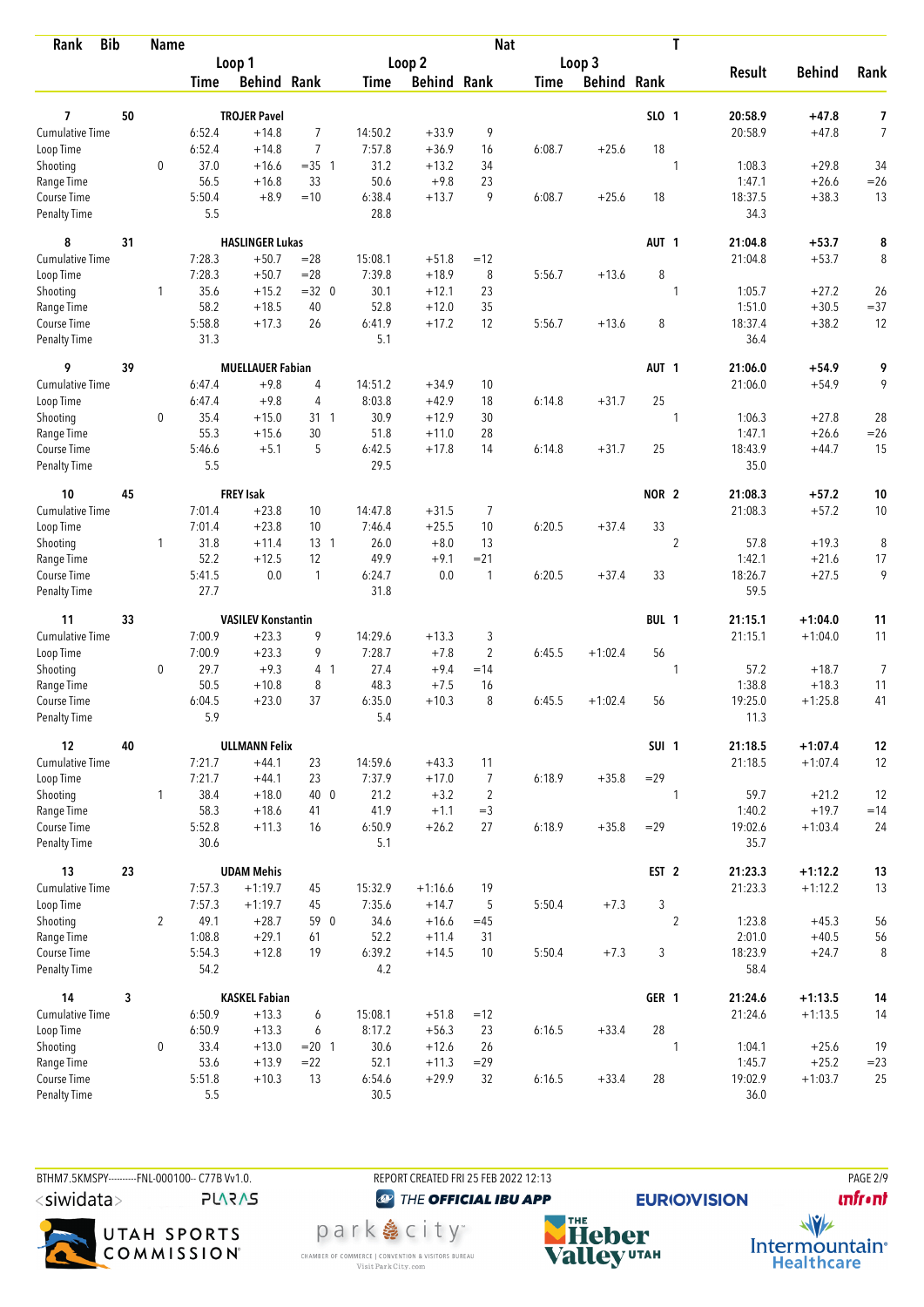| Rank | Bib | Name | Loop 1 Time | Loop 1 Behind | Loop 1 Rank | Loop 2 Time | Loop 2 Behind | Loop 2 Rank | Loop 3 Time | Loop 3 Behind | Loop 3 Rank | Nat | T | Result | Behind | Rank |
|---|---|---|---|---|---|---|---|---|---|---|---|---|---|---|---|---|
| **7** | **50** | **TROJER Pavel** | | | | | | | | | | **SLO** | **1** | **20:58.9** | **+47.8** | **7** |
| Cumulative Time | | | 6:52.4 | +14.8 | 7 | 14:50.2 | +33.9 | 9 | | | | | | 20:58.9 | +47.8 | 7 |
| Loop Time | | | 6:52.4 | +14.8 | 7 | 7:57.8 | +36.9 | 16 | 6:08.7 | +25.6 | 18 | | | | | |
| Shooting | | 0 | 37.0 | +16.6 | =35 1 | 31.2 | +13.2 | 34 | | | | | 1 | 1:08.3 | +29.8 | 34 |
| Range Time | | | 56.5 | +16.8 | 33 | 50.6 | +9.8 | 23 | | | | | | 1:47.1 | +26.6 | =26 |
| Course Time | | | 5:50.4 | +8.9 | =10 | 6:38.4 | +13.7 | 9 | 6:08.7 | +25.6 | 18 | | | 18:37.5 | +38.3 | 13 |
| Penalty Time | | | 5.5 | | | 28.8 | | | | | | | | 34.3 | | |
| **8** | **31** | **HASLINGER Lukas** | | | | | | | | | | **AUT** | **1** | **21:04.8** | **+53.7** | **8** |
| Cumulative Time | | | 7:28.3 | +50.7 | =28 | 15:08.1 | +51.8 | =12 | | | | | | 21:04.8 | +53.7 | 8 |
| Loop Time | | | 7:28.3 | +50.7 | =28 | 7:39.8 | +18.9 | 8 | 5:56.7 | +13.6 | 8 | | | | | |
| Shooting | | 1 | 35.6 | +15.2 | =32 0 | 30.1 | +12.1 | 23 | | | | | 1 | 1:05.7 | +27.2 | 26 |
| Range Time | | | 58.2 | +18.5 | 40 | 52.8 | +12.0 | 35 | | | | | | 1:51.0 | +30.5 | =37 |
| Course Time | | | 5:58.8 | +17.3 | 26 | 6:41.9 | +17.2 | 12 | 5:56.7 | +13.6 | 8 | | | 18:37.4 | +38.2 | 12 |
| Penalty Time | | | 31.3 | | | 5.1 | | | | | | | | 36.4 | | |
| **9** | **39** | **MUELLAUER Fabian** | | | | | | | | | | **AUT** | **1** | **21:06.0** | **+54.9** | **9** |
| Cumulative Time | | | 6:47.4 | +9.8 | 4 | 14:51.2 | +34.9 | 10 | | | | | | 21:06.0 | +54.9 | 9 |
| Loop Time | | | 6:47.4 | +9.8 | 4 | 8:03.8 | +42.9 | 18 | 6:14.8 | +31.7 | 25 | | | | | |
| Shooting | | 0 | 35.4 | +15.0 | 31 1 | 30.9 | +12.9 | 30 | | | | | 1 | 1:06.3 | +27.8 | 28 |
| Range Time | | | 55.3 | +15.6 | 30 | 51.8 | +11.0 | 28 | | | | | | 1:47.1 | +26.6 | =26 |
| Course Time | | | 5:46.6 | +5.1 | 5 | 6:42.5 | +17.8 | 14 | 6:14.8 | +31.7 | 25 | | | 18:43.9 | +44.7 | 15 |
| Penalty Time | | | 5.5 | | | 29.5 | | | | | | | | 35.0 | | |
| **10** | **45** | **FREY Isak** | | | | | | | | | | **NOR** | **2** | **21:08.3** | **+57.2** | **10** |
| Cumulative Time | | | 7:01.4 | +23.8 | 10 | 14:47.8 | +31.5 | 7 | | | | | | 21:08.3 | +57.2 | 10 |
| Loop Time | | | 7:01.4 | +23.8 | 10 | 7:46.4 | +25.5 | 10 | 6:20.5 | +37.4 | 33 | | | | | |
| Shooting | | 1 | 31.8 | +11.4 | 13 1 | 26.0 | +8.0 | 13 | | | | | 2 | 57.8 | +19.3 | 8 |
| Range Time | | | 52.2 | +12.5 | 12 | 49.9 | +9.1 | =21 | | | | | | 1:42.1 | +21.6 | 17 |
| Course Time | | | 5:41.5 | 0.0 | 1 | 6:24.7 | 0.0 | 1 | 6:20.5 | +37.4 | 33 | | | 18:26.7 | +27.5 | 9 |
| Penalty Time | | | 27.7 | | | 31.8 | | | | | | | | 59.5 | | |
| **11** | **33** | **VASILEV Konstantin** | | | | | | | | | | **BUL** | **1** | **21:15.1** | **+1:04.0** | **11** |
| Cumulative Time | | | 7:00.9 | +23.3 | 9 | 14:29.6 | +13.3 | 3 | | | | | | 21:15.1 | +1:04.0 | 11 |
| Loop Time | | | 7:00.9 | +23.3 | 9 | 7:28.7 | +7.8 | 2 | 6:45.5 | +1:02.4 | 56 | | | | | |
| Shooting | | 0 | 29.7 | +9.3 | 4 1 | 27.4 | +9.4 | =14 | | | | | 1 | 57.2 | +18.7 | 7 |
| Range Time | | | 50.5 | +10.8 | 8 | 48.3 | +7.5 | 16 | | | | | | 1:38.8 | +18.3 | 11 |
| Course Time | | | 6:04.5 | +23.0 | 37 | 6:35.0 | +10.3 | 8 | 6:45.5 | +1:02.4 | 56 | | | 19:25.0 | +1:25.8 | 41 |
| Penalty Time | | | 5.9 | | | 5.4 | | | | | | | | 11.3 | | |
| **12** | **40** | **ULLMANN Felix** | | | | | | | | | | **SUI** | **1** | **21:18.5** | **+1:07.4** | **12** |
| Cumulative Time | | | 7:21.7 | +44.1 | 23 | 14:59.6 | +43.3 | 11 | | | | | | 21:18.5 | +1:07.4 | 12 |
| Loop Time | | | 7:21.7 | +44.1 | 23 | 7:37.9 | +17.0 | 7 | 6:18.9 | +35.8 | =29 | | | | | |
| Shooting | | 1 | 38.4 | +18.0 | 40 0 | 21.2 | +3.2 | 2 | | | | | 1 | 59.7 | +21.2 | 12 |
| Range Time | | | 58.3 | +18.6 | 41 | 41.9 | +1.1 | =3 | | | | | | 1:40.2 | +19.7 | =14 |
| Course Time | | | 5:52.8 | +11.3 | 16 | 6:50.9 | +26.2 | 27 | 6:18.9 | +35.8 | =29 | | | 19:02.6 | +1:03.4 | 24 |
| Penalty Time | | | 30.6 | | | 5.1 | | | | | | | | 35.7 | | |
| **13** | **23** | **UDAM Mehis** | | | | | | | | | | **EST** | **2** | **21:23.3** | **+1:12.2** | **13** |
| Cumulative Time | | | 7:57.3 | +1:19.7 | 45 | 15:32.9 | +1:16.6 | 19 | | | | | | 21:23.3 | +1:12.2 | 13 |
| Loop Time | | | 7:57.3 | +1:19.7 | 45 | 7:35.6 | +14.7 | 5 | 5:50.4 | +7.3 | 3 | | | | | |
| Shooting | | 2 | 49.1 | +28.7 | 59 0 | 34.6 | +16.6 | =45 | | | | | 2 | 1:23.8 | +45.3 | 56 |
| Range Time | | | 1:08.8 | +29.1 | 61 | 52.2 | +11.4 | 31 | | | | | | 2:01.0 | +40.5 | 56 |
| Course Time | | | 5:54.3 | +12.8 | 19 | 6:39.2 | +14.5 | 10 | 5:50.4 | +7.3 | 3 | | | 18:23.9 | +24.7 | 8 |
| Penalty Time | | | 54.2 | | | 4.2 | | | | | | | | 58.4 | | |
| **14** | **3** | **KASKEL Fabian** | | | | | | | | | | **GER** | **1** | **21:24.6** | **+1:13.5** | **14** |
| Cumulative Time | | | 6:50.9 | +13.3 | 6 | 15:08.1 | +51.8 | =12 | | | | | | 21:24.6 | +1:13.5 | 14 |
| Loop Time | | | 6:50.9 | +13.3 | 6 | 8:17.2 | +56.3 | 23 | 6:16.5 | +33.4 | 28 | | | | | |
| Shooting | | 0 | 33.4 | +13.0 | =20 1 | 30.6 | +12.6 | 26 | | | | | 1 | 1:04.1 | +25.6 | 19 |
| Range Time | | | 53.6 | +13.9 | =22 | 52.1 | +11.3 | =29 | | | | | | 1:45.7 | +25.2 | =23 |
| Course Time | | | 5:51.8 | +10.3 | 13 | 6:54.6 | +29.9 | 32 | 6:16.5 | +33.4 | 28 | | | 19:02.9 | +1:03.7 | 25 |
| Penalty Time | | | 5.5 | | | 30.5 | | | | | | | | 36.0 | | |

BTHM7.5KMSPY----------FNL-000100-- C77B Vv1.0. REPORT CREATED FRI 25 FEB 2022 12:13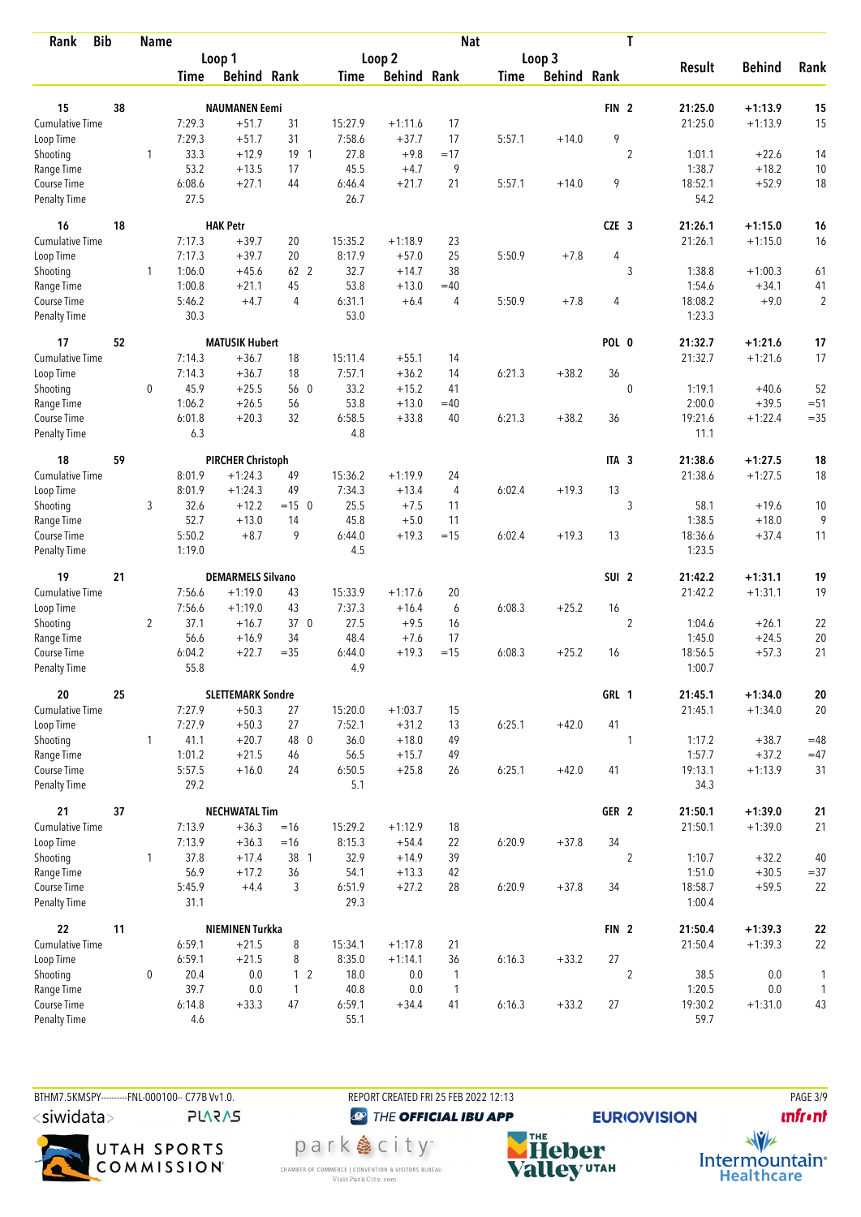| Rank | Bib | Name | | | | | | | Nat | | | T | | | |
|---|---|---|---|---|---|---|---|---|---|---|---|---|---|---|---|
| | | | Loop 1 | | | Loop 2 | | | Loop 3 | | | | Result | Behind | Rank |
| | | | Time | Behind | Rank | Time | Behind | Rank | Time | Behind | Rank | | | | |
| **15** | **38** | **NAUMANEN Eemi** | | | | | | | | | **FIN** | **2** | **21:25.0** | **+1:13.9** | **15** |
| Cumulative Time | | | 7:29.3 | +51.7 | 31 | 15:27.9 | +1:11.6 | 17 | | | | | 21:25.0 | +1:13.9 | 15 |
| Loop Time | | | 7:29.3 | +51.7 | 31 | 7:58.6 | +37.7 | 17 | 5:57.1 | +14.0 | 9 | | | | |
| Shooting | | 1 | 33.3 | +12.9 | 19 1 | 27.8 | +9.8 | =17 | | | | 2 | 1:01.1 | +22.6 | 14 |
| Range Time | | | 53.2 | +13.5 | 17 | 45.5 | +4.7 | 9 | | | | | 1:38.7 | +18.2 | 10 |
| Course Time | | | 6:08.6 | +27.1 | 44 | 6:46.4 | +21.7 | 21 | 5:57.1 | +14.0 | 9 | | 18:52.1 | +52.9 | 18 |
| Penalty Time | | | 27.5 | | | 26.7 | | | | | | | 54.2 | | |
| **16** | **18** | **HAK Petr** | | | | | | | | | **CZE** | **3** | **21:26.1** | **+1:15.0** | **16** |
| Cumulative Time | | | 7:17.3 | +39.7 | 20 | 15:35.2 | +1:18.9 | 23 | | | | | 21:26.1 | +1:15.0 | 16 |
| Loop Time | | | 7:17.3 | +39.7 | 20 | 8:17.9 | +57.0 | 25 | 5:50.9 | +7.8 | 4 | | | | |
| Shooting | | 1 | 1:06.0 | +45.6 | 62 2 | 32.7 | +14.7 | 38 | | | | 3 | 1:38.8 | +1:00.3 | 61 |
| Range Time | | | 1:00.8 | +21.1 | 45 | 53.8 | +13.0 | =40 | | | | | 1:54.6 | +34.1 | 41 |
| Course Time | | | 5:46.2 | +4.7 | 4 | 6:31.1 | +6.4 | 4 | 5:50.9 | +7.8 | 4 | | 18:08.2 | +9.0 | 2 |
| Penalty Time | | | 30.3 | | | 53.0 | | | | | | | 1:23.3 | | |
| **17** | **52** | **MATUSIK Hubert** | | | | | | | | | **POL** | **0** | **21:32.7** | **+1:21.6** | **17** |
| Cumulative Time | | | 7:14.3 | +36.7 | 18 | 15:11.4 | +55.1 | 14 | | | | | 21:32.7 | +1:21.6 | 17 |
| Loop Time | | | 7:14.3 | +36.7 | 18 | 7:57.1 | +36.2 | 14 | 6:21.3 | +38.2 | 36 | | | | |
| Shooting | | 0 | 45.9 | +25.5 | 56 0 | 33.2 | +15.2 | 41 | | | | 0 | 1:19.1 | +40.6 | 52 |
| Range Time | | | 1:06.2 | +26.5 | 56 | 53.8 | +13.0 | =40 | | | | | 2:00.0 | +39.5 | =51 |
| Course Time | | | 6:01.8 | +20.3 | 32 | 6:58.5 | +33.8 | 40 | 6:21.3 | +38.2 | 36 | | 19:21.6 | +1:22.4 | =35 |
| Penalty Time | | | 6.3 | | | 4.8 | | | | | | | 11.1 | | |
| **18** | **59** | **PIRCHER Christoph** | | | | | | | | | **ITA** | **3** | **21:38.6** | **+1:27.5** | **18** |
| Cumulative Time | | | 8:01.9 | +1:24.3 | 49 | 15:36.2 | +1:19.9 | 24 | | | | | 21:38.6 | +1:27.5 | 18 |
| Loop Time | | | 8:01.9 | +1:24.3 | 49 | 7:34.3 | +13.4 | 4 | 6:02.4 | +19.3 | 13 | | | | |
| Shooting | | 3 | 32.6 | +12.2 | =15 0 | 25.5 | +7.5 | 11 | | | | 3 | 58.1 | +19.6 | 10 |
| Range Time | | | 52.7 | +13.0 | 14 | 45.8 | +5.0 | 11 | | | | | 1:38.5 | +18.0 | 9 |
| Course Time | | | 5:50.2 | +8.7 | 9 | 6:44.0 | +19.3 | =15 | 6:02.4 | +19.3 | 13 | | 18:36.6 | +37.4 | 11 |
| Penalty Time | | | 1:19.0 | | | 4.5 | | | | | | | 1:23.5 | | |
| **19** | **21** | **DEMARMELS Silvano** | | | | | | | | | **SUI** | **2** | **21:42.2** | **+1:31.1** | **19** |
| Cumulative Time | | | 7:56.6 | +1:19.0 | 43 | 15:33.9 | +1:17.6 | 20 | | | | | 21:42.2 | +1:31.1 | 19 |
| Loop Time | | | 7:56.6 | +1:19.0 | 43 | 7:37.3 | +16.4 | 6 | 6:08.3 | +25.2 | 16 | | | | |
| Shooting | | 2 | 37.1 | +16.7 | 37 0 | 27.5 | +9.5 | 16 | | | | 2 | 1:04.6 | +26.1 | 22 |
| Range Time | | | 56.6 | +16.9 | 34 | 48.4 | +7.6 | 17 | | | | | 1:45.0 | +24.5 | 20 |
| Course Time | | | 6:04.2 | +22.7 | =35 | 6:44.0 | +19.3 | =15 | 6:08.3 | +25.2 | 16 | | 18:56.5 | +57.3 | 21 |
| Penalty Time | | | 55.8 | | | 4.9 | | | | | | | 1:00.7 | | |
| **20** | **25** | **SLETTEMARK Sondre** | | | | | | | | | **GRL** | **1** | **21:45.1** | **+1:34.0** | **20** |
| Cumulative Time | | | 7:27.9 | +50.3 | 27 | 15:20.0 | +1:03.7 | 15 | | | | | 21:45.1 | +1:34.0 | 20 |
| Loop Time | | | 7:27.9 | +50.3 | 27 | 7:52.1 | +31.2 | 13 | 6:25.1 | +42.0 | 41 | | | | |
| Shooting | | 1 | 41.1 | +20.7 | 48 0 | 36.0 | +18.0 | 49 | | | | 1 | 1:17.2 | +38.7 | =48 |
| Range Time | | | 1:01.2 | +21.5 | 46 | 56.5 | +15.7 | 49 | | | | | 1:57.7 | +37.2 | =47 |
| Course Time | | | 5:57.5 | +16.0 | 24 | 6:50.5 | +25.8 | 26 | 6:25.1 | +42.0 | 41 | | 19:13.1 | +1:13.9 | 31 |
| Penalty Time | | | 29.2 | | | 5.1 | | | | | | | 34.3 | | |
| **21** | **37** | **NECHWATAL Tim** | | | | | | | | | **GER** | **2** | **21:50.1** | **+1:39.0** | **21** |
| Cumulative Time | | | 7:13.9 | +36.3 | =16 | 15:29.2 | +1:12.9 | 18 | | | | | 21:50.1 | +1:39.0 | 21 |
| Loop Time | | | 7:13.9 | +36.3 | =16 | 8:15.3 | +54.4 | 22 | 6:20.9 | +37.8 | 34 | | | | |
| Shooting | | 1 | 37.8 | +17.4 | 38 1 | 32.9 | +14.9 | 39 | | | | 2 | 1:10.7 | +32.2 | 40 |
| Range Time | | | 56.9 | +17.2 | 36 | 54.1 | +13.3 | 42 | | | | | 1:51.0 | +30.5 | =37 |
| Course Time | | | 5:45.9 | +4.4 | 3 | 6:51.9 | +27.2 | 28 | 6:20.9 | +37.8 | 34 | | 18:58.7 | +59.5 | 22 |
| Penalty Time | | | 31.1 | | | 29.3 | | | | | | | 1:00.4 | | |
| **22** | **11** | **NIEMINEN Turkka** | | | | | | | | | **FIN** | **2** | **21:50.4** | **+1:39.3** | **22** |
| Cumulative Time | | | 6:59.1 | +21.5 | 8 | 15:34.1 | +1:17.8 | 21 | | | | | 21:50.4 | +1:39.3 | 22 |
| Loop Time | | | 6:59.1 | +21.5 | 8 | 8:35.0 | +1:14.1 | 36 | 6:16.3 | +33.2 | 27 | | | | |
| Shooting | | 0 | 20.4 | 0.0 | 1 2 | 18.0 | 0.0 | 1 | | | | 2 | 38.5 | 0.0 | 1 |
| Range Time | | | 39.7 | 0.0 | 1 | 40.8 | 0.0 | 1 | | | | | 1:20.5 | 0.0 | 1 |
| Course Time | | | 6:14.8 | +33.3 | 47 | 6:59.1 | +34.4 | 41 | 6:16.3 | +33.2 | 27 | | 19:30.2 | +1:31.0 | 43 |
| Penalty Time | | | 4.6 | | | 55.1 | | | | | | | 59.7 | | |

BTHM7.5KMSPY----------FNL-000100-- C77B Vv1.0. REPORT CREATED FRI 25 FEB 2022 12:13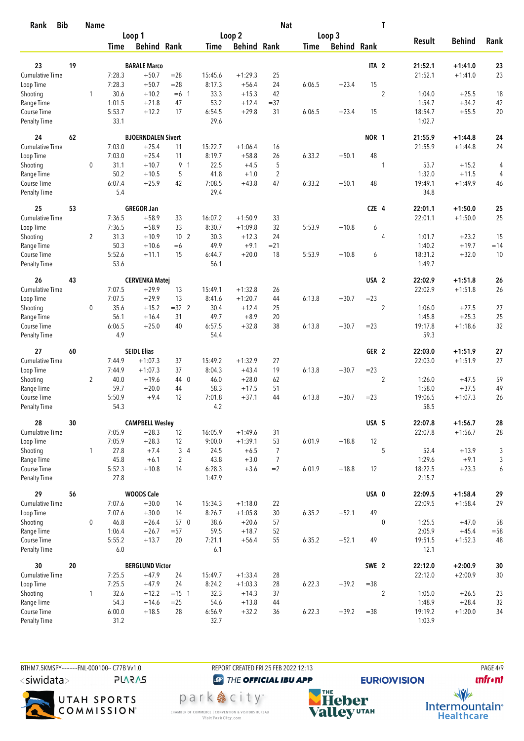| Rank | Bib | Name | | Loop 1 Time | Loop 1 Behind | Loop 1 Rank | Loop 2 Time | Loop 2 Behind | Loop 2 Rank | Loop 3 Time | Loop 3 Behind | Loop 3 Rank | Nat | T | Result | Behind | Rank |
|---|---|---|---|---|---|---|---|---|---|---|---|---|---|---|---|---|---|
| 23 | 19 | BARALE Marco | | | | | | | | | | | ITA | 2 | 21:52.1 | +1:41.0 | 23 |
| Cumulative Time | | | | 7:28.3 | +50.7 | =28 | 15:45.6 | +1:29.3 | 25 | | | | | | 21:52.1 | +1:41.0 | 23 |
| Loop Time | | | | 7:28.3 | +50.7 | =28 | 8:17.3 | +56.4 | 24 | 6:06.5 | +23.4 | 15 | | | | | |
| Shooting | | | 1 | 30.6 | +10.2 | =6 1 | 33.3 | +15.3 | 42 | | | | | 2 | 1:04.0 | +25.5 | 18 |
| Range Time | | | | 1:01.5 | +21.8 | 47 | 53.2 | +12.4 | =37 | | | | | | 1:54.7 | +34.2 | 42 |
| Course Time | | | | 5:53.7 | +12.2 | 17 | 6:54.5 | +29.8 | 31 | 6:06.5 | +23.4 | 15 | | | 18:54.7 | +55.5 | 20 |
| Penalty Time | | | | 33.1 | | | 29.6 | | | | | | | | 1:02.7 | | |
| 24 | 62 | BJOERNDALEN Sivert | | | | | | | | | | | NOR | 1 | 21:55.9 | +1:44.8 | 24 |
| Cumulative Time | | | | 7:03.0 | +25.4 | 11 | 15:22.7 | +1:06.4 | 16 | | | | | | 21:55.9 | +1:44.8 | 24 |
| Loop Time | | | | 7:03.0 | +25.4 | 11 | 8:19.7 | +58.8 | 26 | 6:33.2 | +50.1 | 48 | | | | | |
| Shooting | | | 0 | 31.1 | +10.7 | 9 1 | 22.5 | +4.5 | 5 | | | | | 1 | 53.7 | +15.2 | 4 |
| Range Time | | | | 50.2 | +10.5 | 5 | 41.8 | +1.0 | 2 | | | | | | 1:32.0 | +11.5 | 4 |
| Course Time | | | | 6:07.4 | +25.9 | 42 | 7:08.5 | +43.8 | 47 | 6:33.2 | +50.1 | 48 | | | 19:49.1 | +1:49.9 | 46 |
| Penalty Time | | | | 5.4 | | | 29.4 | | | | | | | | 34.8 | | |
| 25 | 53 | GREGOR Jan | | | | | | | | | | | CZE | 4 | 22:01.1 | +1:50.0 | 25 |
| Cumulative Time | | | | 7:36.5 | +58.9 | 33 | 16:07.2 | +1:50.9 | 33 | | | | | | 22:01.1 | +1:50.0 | 25 |
| Loop Time | | | | 7:36.5 | +58.9 | 33 | 8:30.7 | +1:09.8 | 32 | 5:53.9 | +10.8 | 6 | | | | | |
| Shooting | | | 2 | 31.3 | +10.9 | 10 2 | 30.3 | +12.3 | 24 | | | | | 4 | 1:01.7 | +23.2 | 15 |
| Range Time | | | | 50.3 | +10.6 | =6 | 49.9 | +9.1 | =21 | | | | | | 1:40.2 | +19.7 | =14 |
| Course Time | | | | 5:52.6 | +11.1 | 15 | 6:44.7 | +20.0 | 18 | 5:53.9 | +10.8 | 6 | | | 18:31.2 | +32.0 | 10 |
| Penalty Time | | | | 53.6 | | | 56.1 | | | | | | | | 1:49.7 | | |
| 26 | 43 | CERVENKA Matej | | | | | | | | | | | USA | 2 | 22:02.9 | +1:51.8 | 26 |
| Cumulative Time | | | | 7:07.5 | +29.9 | 13 | 15:49.1 | +1:32.8 | 26 | | | | | | 22:02.9 | +1:51.8 | 26 |
| Loop Time | | | | 7:07.5 | +29.9 | 13 | 8:41.6 | +1:20.7 | 44 | 6:13.8 | +30.7 | =23 | | | | | |
| Shooting | | | 0 | 35.6 | +15.2 | =32 2 | 30.4 | +12.4 | 25 | | | | | 2 | 1:06.0 | +27.5 | 27 |
| Range Time | | | | 56.1 | +16.4 | 31 | 49.7 | +8.9 | 20 | | | | | | 1:45.8 | +25.3 | 25 |
| Course Time | | | | 6:06.5 | +25.0 | 40 | 6:57.5 | +32.8 | 38 | 6:13.8 | +30.7 | =23 | | | 19:17.8 | +1:18.6 | 32 |
| Penalty Time | | | | 4.9 | | | 54.4 | | | | | | | | 59.3 | | |
| 27 | 60 | SEIDL Elias | | | | | | | | | | | GER | 2 | 22:03.0 | +1:51.9 | 27 |
| Cumulative Time | | | | 7:44.9 | +1:07.3 | 37 | 15:49.2 | +1:32.9 | 27 | | | | | | 22:03.0 | +1:51.9 | 27 |
| Loop Time | | | | 7:44.9 | +1:07.3 | 37 | 8:04.3 | +43.4 | 19 | 6:13.8 | +30.7 | =23 | | | | | |
| Shooting | | | 2 | 40.0 | +19.6 | 44 0 | 46.0 | +28.0 | 62 | | | | | 2 | 1:26.0 | +47.5 | 59 |
| Range Time | | | | 59.7 | +20.0 | 44 | 58.3 | +17.5 | 51 | | | | | | 1:58.0 | +37.5 | 49 |
| Course Time | | | | 5:50.9 | +9.4 | 12 | 7:01.8 | +37.1 | 44 | 6:13.8 | +30.7 | =23 | | | 19:06.5 | +1:07.3 | 26 |
| Penalty Time | | | | 54.3 | | | 4.2 | | | | | | | | 58.5 | | |
| 28 | 30 | CAMPBELL Wesley | | | | | | | | | | | USA | 5 | 22:07.8 | +1:56.7 | 28 |
| Cumulative Time | | | | 7:05.9 | +28.3 | 12 | 16:05.9 | +1:49.6 | 31 | | | | | | 22:07.8 | +1:56.7 | 28 |
| Loop Time | | | | 7:05.9 | +28.3 | 12 | 9:00.0 | +1:39.1 | 53 | 6:01.9 | +18.8 | 12 | | | | | |
| Shooting | | | 1 | 27.8 | +7.4 | 3 4 | 24.5 | +6.5 | 7 | | | | | 5 | 52.4 | +13.9 | 3 |
| Range Time | | | | 45.8 | +6.1 | 2 | 43.8 | +3.0 | 7 | | | | | | 1:29.6 | +9.1 | 3 |
| Course Time | | | | 5:52.3 | +10.8 | 14 | 6:28.3 | +3.6 | =2 | 6:01.9 | +18.8 | 12 | | | 18:22.5 | +23.3 | 6 |
| Penalty Time | | | | 27.8 | | | 1:47.9 | | | | | | | | 2:15.7 | | |
| 29 | 56 | WOODS Cale | | | | | | | | | | | USA | 0 | 22:09.5 | +1:58.4 | 29 |
| Cumulative Time | | | | 7:07.6 | +30.0 | 14 | 15:34.3 | +1:18.0 | 22 | | | | | | 22:09.5 | +1:58.4 | 29 |
| Loop Time | | | | 7:07.6 | +30.0 | 14 | 8:26.7 | +1:05.8 | 30 | 6:35.2 | +52.1 | 49 | | | | | |
| Shooting | | | 0 | 46.8 | +26.4 | 57 0 | 38.6 | +20.6 | 57 | | | | | 0 | 1:25.5 | +47.0 | 58 |
| Range Time | | | | 1:06.4 | +26.7 | =57 | 59.5 | +18.7 | 52 | | | | | | 2:05.9 | +45.4 | =58 |
| Course Time | | | | 5:55.2 | +13.7 | 20 | 7:21.1 | +56.4 | 55 | 6:35.2 | +52.1 | 49 | | | 19:51.5 | +1:52.3 | 48 |
| Penalty Time | | | | 6.0 | | | 6.1 | | | | | | | | 12.1 | | |
| 30 | 20 | BERGLUND Victor | | | | | | | | | | | SWE | 2 | 22:12.0 | +2:00.9 | 30 |
| Cumulative Time | | | | 7:25.5 | +47.9 | 24 | 15:49.7 | +1:33.4 | 28 | | | | | | 22:12.0 | +2:00.9 | 30 |
| Loop Time | | | | 7:25.5 | +47.9 | 24 | 8:24.2 | +1:03.3 | 28 | 6:22.3 | +39.2 | =38 | | | | | |
| Shooting | | | 1 | 32.6 | +12.2 | =15 1 | 32.3 | +14.3 | 37 | | | | | 2 | 1:05.0 | +26.5 | 23 |
| Range Time | | | | 54.3 | +14.6 | =25 | 54.6 | +13.8 | 44 | | | | | | 1:48.9 | +28.4 | 32 |
| Course Time | | | | 6:00.0 | +18.5 | 28 | 6:56.9 | +32.2 | 36 | 6:22.3 | +39.2 | =38 | | | 19:19.2 | +1:20.0 | 34 |
| Penalty Time | | | | 31.2 | | | 32.7 | | | | | | | | 1:03.9 | | |

BTHM7.5KMSPY---------FNL-000100-- C77B Vv1.0. REPORT CREATED FRI 25 FEB 2022 12:13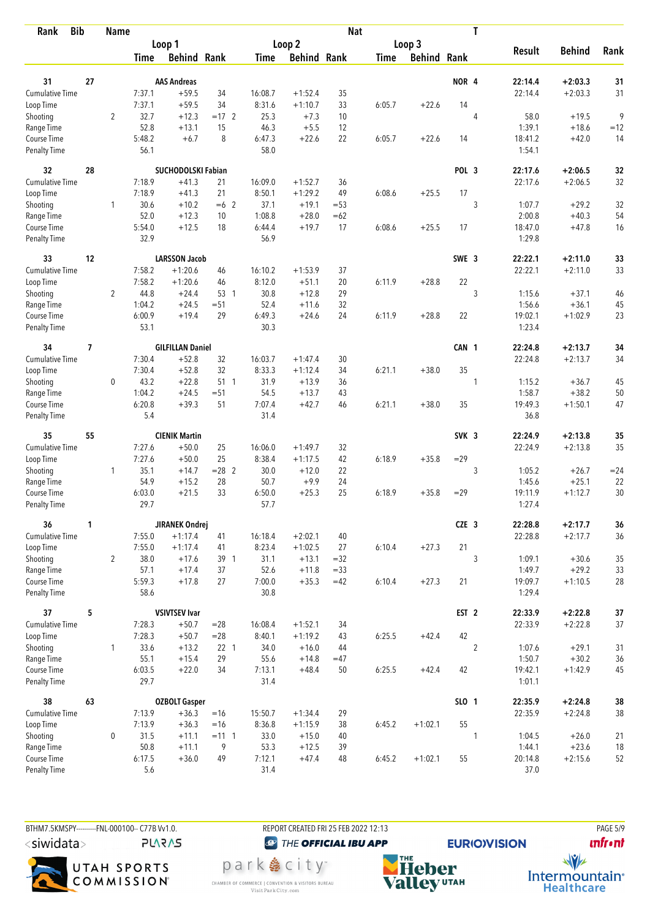| Rank | Bib | Name | | Loop 1 Time | Loop 1 Behind | Loop 1 Rank | | Loop 2 Time | Loop 2 Behind | Loop 2 Rank | Loop 3 Time | Loop 3 Behind | Loop 3 Rank | Nat | T | Result | Behind | Rank |
|---|---|---|---|---|---|---|---|---|---|---|---|---|---|---|---|---|---|---|
| 31 | 27 | AAS Andreas | | | | | | | | | | | | NOR | 4 | 22:14.4 | +2:03.3 | 31 |
| Cumulative Time | | | | 7:37.1 | +59.5 | 34 | | 16:08.7 | +1:52.4 | 35 | | | | | | 22:14.4 | +2:03.3 | 31 |
| Loop Time | | | | 7:37.1 | +59.5 | 34 | | 8:31.6 | +1:10.7 | 33 | 6:05.7 | +22.6 | 14 | | | | | |
| Shooting | | | 2 | 32.7 | +12.3 | =17 | 2 | 25.3 | +7.3 | 10 | | | | | 4 | 58.0 | +19.5 | 9 |
| Range Time | | | | 52.8 | +13.1 | 15 | | 46.3 | +5.5 | 12 | | | | | | 1:39.1 | +18.6 | =12 |
| Course Time | | | | 5:48.2 | +6.7 | 8 | | 6:47.3 | +22.6 | 22 | 6:05.7 | +22.6 | 14 | | | 18:41.2 | +42.0 | 14 |
| Penalty Time | | | | 56.1 | | | | 58.0 | | | | | | | | 1:54.1 | | |
| 32 | 28 | SUCHODOLSKI Fabian | | | | | | | | | | | | POL | 3 | 22:17.6 | +2:06.5 | 32 |
| Cumulative Time | | | | 7:18.9 | +41.3 | 21 | | 16:09.0 | +1:52.7 | 36 | | | | | | 22:17.6 | +2:06.5 | 32 |
| Loop Time | | | | 7:18.9 | +41.3 | 21 | | 8:50.1 | +1:29.2 | 49 | 6:08.6 | +25.5 | 17 | | | | | |
| Shooting | | | 1 | 30.6 | +10.2 | =6 | 2 | 37.1 | +19.1 | =53 | | | | | 3 | 1:07.7 | +29.2 | 32 |
| Range Time | | | | 52.0 | +12.3 | 10 | | 1:08.8 | +28.0 | =62 | | | | | | 2:00.8 | +40.3 | 54 |
| Course Time | | | | 5:54.0 | +12.5 | 18 | | 6:44.4 | +19.7 | 17 | 6:08.6 | +25.5 | 17 | | | 18:47.0 | +47.8 | 16 |
| Penalty Time | | | | 32.9 | | | | 56.9 | | | | | | | | 1:29.8 | | |
| 33 | 12 | LARSSON Jacob | | | | | | | | | | | | SWE | 3 | 22:22.1 | +2:11.0 | 33 |
| Cumulative Time | | | | 7:58.2 | +1:20.6 | 46 | | 16:10.2 | +1:53.9 | 37 | | | | | | 22:22.1 | +2:11.0 | 33 |
| Loop Time | | | | 7:58.2 | +1:20.6 | 46 | | 8:12.0 | +51.1 | 20 | 6:11.9 | +28.8 | 22 | | | | | |
| Shooting | | | 2 | 44.8 | +24.4 | 53 | 1 | 30.8 | +12.8 | 29 | | | | | 3 | 1:15.6 | +37.1 | 46 |
| Range Time | | | | 1:04.2 | +24.5 | =51 | | 52.4 | +11.6 | 32 | | | | | | 1:56.6 | +36.1 | 45 |
| Course Time | | | | 6:00.9 | +19.4 | 29 | | 6:49.3 | +24.6 | 24 | 6:11.9 | +28.8 | 22 | | | 19:02.1 | +1:02.9 | 23 |
| Penalty Time | | | | 53.1 | | | | 30.3 | | | | | | | | 1:23.4 | | |
| 34 | 7 | GILFILLAN Daniel | | | | | | | | | | | | CAN | 1 | 22:24.8 | +2:13.7 | 34 |
| Cumulative Time | | | | 7:30.4 | +52.8 | 32 | | 16:03.7 | +1:47.4 | 30 | | | | | | 22:24.8 | +2:13.7 | 34 |
| Loop Time | | | | 7:30.4 | +52.8 | 32 | | 8:33.3 | +1:12.4 | 34 | 6:21.1 | +38.0 | 35 | | | | | |
| Shooting | | | 0 | 43.2 | +22.8 | 51 | 1 | 31.9 | +13.9 | 36 | | | | | 1 | 1:15.2 | +36.7 | 45 |
| Range Time | | | | 1:04.2 | +24.5 | =51 | | 54.5 | +13.7 | 43 | | | | | | 1:58.7 | +38.2 | 50 |
| Course Time | | | | 6:20.8 | +39.3 | 51 | | 7:07.4 | +42.7 | 46 | 6:21.1 | +38.0 | 35 | | | 19:49.3 | +1:50.1 | 47 |
| Penalty Time | | | | 5.4 | | | | 31.4 | | | | | | | | 36.8 | | |
| 35 | 55 | CIENIK Martin | | | | | | | | | | | | SVK | 3 | 22:24.9 | +2:13.8 | 35 |
| Cumulative Time | | | | 7:27.6 | +50.0 | 25 | | 16:06.0 | +1:49.7 | 32 | | | | | | 22:24.9 | +2:13.8 | 35 |
| Loop Time | | | | 7:27.6 | +50.0 | 25 | | 8:38.4 | +1:17.5 | 42 | 6:18.9 | +35.8 | =29 | | | | | |
| Shooting | | | 1 | 35.1 | +14.7 | =28 | 2 | 30.0 | +12.0 | 22 | | | | | 3 | 1:05.2 | +26.7 | =24 |
| Range Time | | | | 54.9 | +15.2 | 28 | | 50.7 | +9.9 | 24 | | | | | | 1:45.6 | +25.1 | 22 |
| Course Time | | | | 6:03.0 | +21.5 | 33 | | 6:50.0 | +25.3 | 25 | 6:18.9 | +35.8 | =29 | | | 19:11.9 | +1:12.7 | 30 |
| Penalty Time | | | | 29.7 | | | | 57.7 | | | | | | | | 1:27.4 | | |
| 36 | 1 | JIRANEK Ondrej | | | | | | | | | | | | CZE | 3 | 22:28.8 | +2:17.7 | 36 |
| Cumulative Time | | | | 7:55.0 | +1:17.4 | 41 | | 16:18.4 | +2:02.1 | 40 | | | | | | 22:28.8 | +2:17.7 | 36 |
| Loop Time | | | | 7:55.0 | +1:17.4 | 41 | | 8:23.4 | +1:02.5 | 27 | 6:10.4 | +27.3 | 21 | | | | | |
| Shooting | | | 2 | 38.0 | +17.6 | 39 | 1 | 31.1 | +13.1 | =32 | | | | | 3 | 1:09.1 | +30.6 | 35 |
| Range Time | | | | 57.1 | +17.4 | 37 | | 52.6 | +11.8 | =33 | | | | | | 1:49.7 | +29.2 | 33 |
| Course Time | | | | 5:59.3 | +17.8 | 27 | | 7:00.0 | +35.3 | =42 | 6:10.4 | +27.3 | 21 | | | 19:09.7 | +1:10.5 | 28 |
| Penalty Time | | | | 58.6 | | | | 30.8 | | | | | | | | 1:29.4 | | |
| 37 | 5 | VSIVTSEV Ivar | | | | | | | | | | | | EST | 2 | 22:33.9 | +2:22.8 | 37 |
| Cumulative Time | | | | 7:28.3 | +50.7 | =28 | | 16:08.4 | +1:52.1 | 34 | | | | | | 22:33.9 | +2:22.8 | 37 |
| Loop Time | | | | 7:28.3 | +50.7 | =28 | | 8:40.1 | +1:19.2 | 43 | 6:25.5 | +42.4 | 42 | | | | | |
| Shooting | | | 1 | 33.6 | +13.2 | 22 | 1 | 34.0 | +16.0 | 44 | | | | | 2 | 1:07.6 | +29.1 | 31 |
| Range Time | | | | 55.1 | +15.4 | 29 | | 55.6 | +14.8 | =47 | | | | | | 1:50.7 | +30.2 | 36 |
| Course Time | | | | 6:03.5 | +22.0 | 34 | | 7:13.1 | +48.4 | 50 | 6:25.5 | +42.4 | 42 | | | 19:42.1 | +1:42.9 | 45 |
| Penalty Time | | | | 29.7 | | | | 31.4 | | | | | | | | 1:01.1 | | |
| 38 | 63 | OZBOLT Gasper | | | | | | | | | | | | SLO | 1 | 22:35.9 | +2:24.8 | 38 |
| Cumulative Time | | | | 7:13.9 | +36.3 | =16 | | 15:50.7 | +1:34.4 | 29 | | | | | | 22:35.9 | +2:24.8 | 38 |
| Loop Time | | | | 7:13.9 | +36.3 | =16 | | 8:36.8 | +1:15.9 | 38 | 6:45.2 | +1:02.1 | 55 | | | | | |
| Shooting | | | 0 | 31.5 | +11.1 | =11 | 1 | 33.0 | +15.0 | 40 | | | | | 1 | 1:04.5 | +26.0 | 21 |
| Range Time | | | | 50.8 | +11.1 | 9 | | 53.3 | +12.5 | 39 | | | | | | 1:44.1 | +23.6 | 18 |
| Course Time | | | | 6:17.5 | +36.0 | 49 | | 7:12.1 | +47.4 | 48 | 6:45.2 | +1:02.1 | 55 | | | 20:14.8 | +2:15.6 | 52 |
| Penalty Time | | | | 5.6 | | | | 31.4 | | | | | | | | 37.0 | | |

BTHM7.5KMSPY----------FNL-000100-- C77B Vv1.0. REPORT CREATED FRI 25 FEB 2022 12:13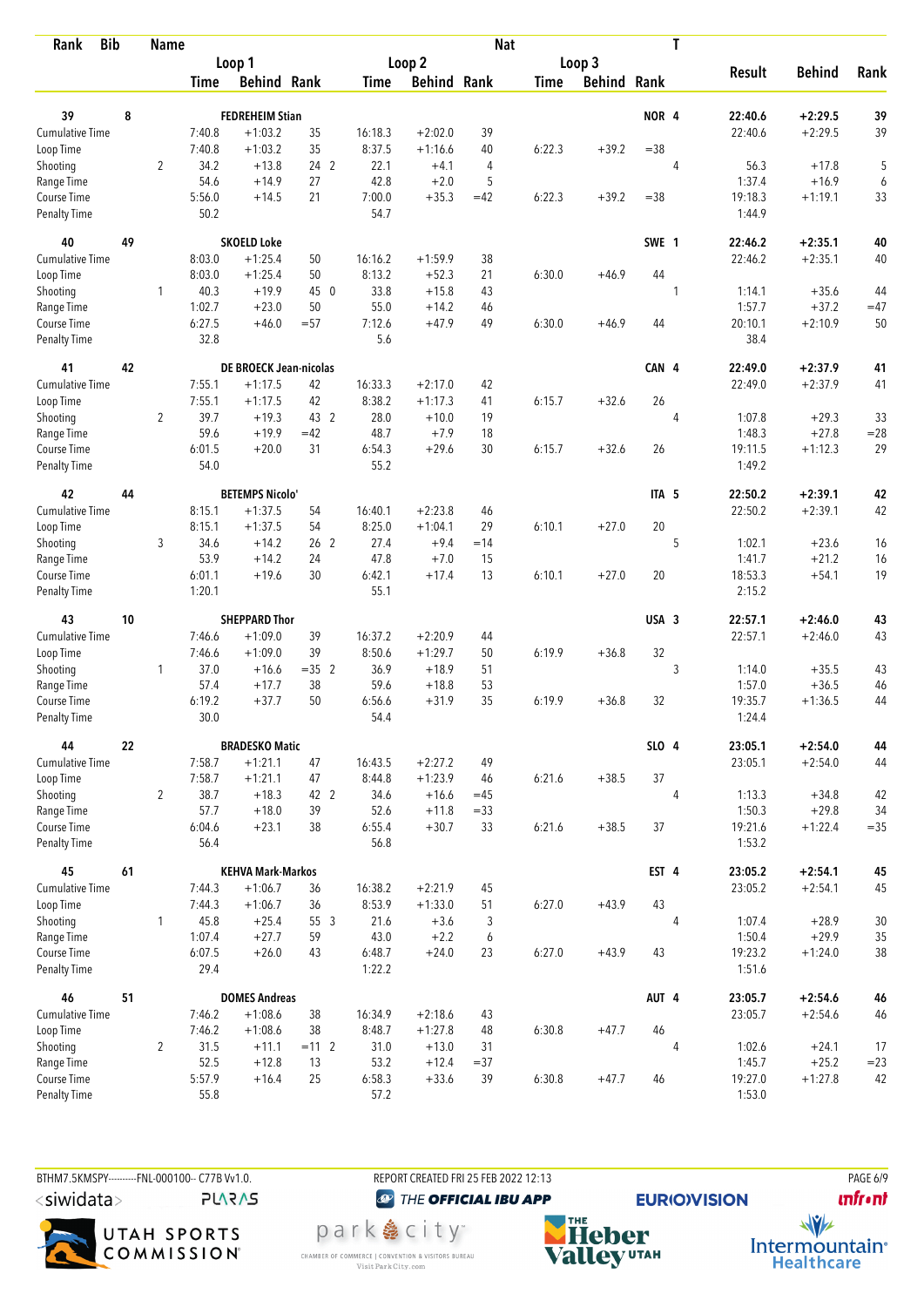| Rank | Bib | Name | | | | | | Nat | | | | T | | | |
|---|---|---|---|---|---|---|---|---|---|---|---|---|---|---|---|
| | | | Loop 1 | | | Loop 2 | | | Loop 3 | | | | Result | Behind | Rank |
| | | | Time | Behind | Rank | Time | Behind | Rank | Time | Behind | Rank | | | | |
| **39** | **8** | **FEDREHEIM Stian** | | | | | | | | | **NOR** | **4** | **22:40.6** | **+2:29.5** | **39** |
| Cumulative Time | | | 7:40.8 | +1:03.2 | 35 | 16:18.3 | +2:02.0 | 39 | | | | | 22:40.6 | +2:29.5 | 39 |
| Loop Time | | | 7:40.8 | +1:03.2 | 35 | 8:37.5 | +1:16.6 | 40 | 6:22.3 | +39.2 | =38 | | | | |
| Shooting | | 2 | 34.2 | +13.8 | 24 2 | 22.1 | +4.1 | 4 | | | | 4 | 56.3 | +17.8 | 5 |
| Range Time | | | 54.6 | +14.9 | 27 | 42.8 | +2.0 | 5 | | | | | 1:37.4 | +16.9 | 6 |
| Course Time | | | 5:56.0 | +14.5 | 21 | 7:00.0 | +35.3 | =42 | 6:22.3 | +39.2 | =38 | | 19:18.3 | +1:19.1 | 33 |
| Penalty Time | | | 50.2 | | | 54.7 | | | | | | | 1:44.9 | | |
| **40** | **49** | **SKOELD Loke** | | | | | | | | | **SWE** | **1** | **22:46.2** | **+2:35.1** | **40** |
| Cumulative Time | | | 8:03.0 | +1:25.4 | 50 | 16:16.2 | +1:59.9 | 38 | | | | | 22:46.2 | +2:35.1 | 40 |
| Loop Time | | | 8:03.0 | +1:25.4 | 50 | 8:13.2 | +52.3 | 21 | 6:30.0 | +46.9 | 44 | | | | |
| Shooting | | 1 | 40.3 | +19.9 | 45 0 | 33.8 | +15.8 | 43 | | | | 1 | 1:14.1 | +35.6 | 44 |
| Range Time | | | 1:02.7 | +23.0 | 50 | 55.0 | +14.2 | 46 | | | | | 1:57.7 | +37.2 | =47 |
| Course Time | | | 6:27.5 | +46.0 | =57 | 7:12.6 | +47.9 | 49 | 6:30.0 | +46.9 | 44 | | 20:10.1 | +2:10.9 | 50 |
| Penalty Time | | | 32.8 | | | 5.6 | | | | | | | 38.4 | | |
| **41** | **42** | **DE BROECK Jean-nicolas** | | | | | | | | | **CAN** | **4** | **22:49.0** | **+2:37.9** | **41** |
| Cumulative Time | | | 7:55.1 | +1:17.5 | 42 | 16:33.3 | +2:17.0 | 42 | | | | | 22:49.0 | +2:37.9 | 41 |
| Loop Time | | | 7:55.1 | +1:17.5 | 42 | 8:38.2 | +1:17.3 | 41 | 6:15.7 | +32.6 | 26 | | | | |
| Shooting | | 2 | 39.7 | +19.3 | 43 2 | 28.0 | +10.0 | 19 | | | | 4 | 1:07.8 | +29.3 | 33 |
| Range Time | | | 59.6 | +19.9 | =42 | 48.7 | +7.9 | 18 | | | | | 1:48.3 | +27.8 | =28 |
| Course Time | | | 6:01.5 | +20.0 | 31 | 6:54.3 | +29.6 | 30 | 6:15.7 | +32.6 | 26 | | 19:11.5 | +1:12.3 | 29 |
| Penalty Time | | | 54.0 | | | 55.2 | | | | | | | 1:49.2 | | |
| **42** | **44** | **BETEMPS Nicolo'** | | | | | | | | | **ITA** | **5** | **22:50.2** | **+2:39.1** | **42** |
| Cumulative Time | | | 8:15.1 | +1:37.5 | 54 | 16:40.1 | +2:23.8 | 46 | | | | | 22:50.2 | +2:39.1 | 42 |
| Loop Time | | | 8:15.1 | +1:37.5 | 54 | 8:25.0 | +1:04.1 | 29 | 6:10.1 | +27.0 | 20 | | | | |
| Shooting | | 3 | 34.6 | +14.2 | 26 2 | 27.4 | +9.4 | =14 | | | | 5 | 1:02.1 | +23.6 | 16 |
| Range Time | | | 53.9 | +14.2 | 24 | 47.8 | +7.0 | 15 | | | | | 1:41.7 | +21.2 | 16 |
| Course Time | | | 6:01.1 | +19.6 | 30 | 6:42.1 | +17.4 | 13 | 6:10.1 | +27.0 | 20 | | 18:53.3 | +54.1 | 19 |
| Penalty Time | | | 1:20.1 | | | 55.1 | | | | | | | 2:15.2 | | |
| **43** | **10** | **SHEPPARD Thor** | | | | | | | | | **USA** | **3** | **22:57.1** | **+2:46.0** | **43** |
| Cumulative Time | | | 7:46.6 | +1:09.0 | 39 | 16:37.2 | +2:20.9 | 44 | | | | | 22:57.1 | +2:46.0 | 43 |
| Loop Time | | | 7:46.6 | +1:09.0 | 39 | 8:50.6 | +1:29.7 | 50 | 6:19.9 | +36.8 | 32 | | | | |
| Shooting | | 1 | 37.0 | +16.6 | =35 2 | 36.9 | +18.9 | 51 | | | | 3 | 1:14.0 | +35.5 | 43 |
| Range Time | | | 57.4 | +17.7 | 38 | 59.6 | +18.8 | 53 | | | | | 1:57.0 | +36.5 | 46 |
| Course Time | | | 6:19.2 | +37.7 | 50 | 6:56.6 | +31.9 | 35 | 6:19.9 | +36.8 | 32 | | 19:35.7 | +1:36.5 | 44 |
| Penalty Time | | | 30.0 | | | 54.4 | | | | | | | 1:24.4 | | |
| **44** | **22** | **BRADESKO Matic** | | | | | | | | | **SLO** | **4** | **23:05.1** | **+2:54.0** | **44** |
| Cumulative Time | | | 7:58.7 | +1:21.1 | 47 | 16:43.5 | +2:27.2 | 49 | | | | | 23:05.1 | +2:54.0 | 44 |
| Loop Time | | | 7:58.7 | +1:21.1 | 47 | 8:44.8 | +1:23.9 | 46 | 6:21.6 | +38.5 | 37 | | | | |
| Shooting | | 2 | 38.7 | +18.3 | 42 2 | 34.6 | +16.6 | =45 | | | | 4 | 1:13.3 | +34.8 | 42 |
| Range Time | | | 57.7 | +18.0 | 39 | 52.6 | +11.8 | =33 | | | | | 1:50.3 | +29.8 | 34 |
| Course Time | | | 6:04.6 | +23.1 | 38 | 6:55.4 | +30.7 | 33 | 6:21.6 | +38.5 | 37 | | 19:21.6 | +1:22.4 | =35 |
| Penalty Time | | | 56.4 | | | 56.8 | | | | | | | 1:53.2 | | |
| **45** | **61** | **KEHVA Mark-Markos** | | | | | | | | | **EST** | **4** | **23:05.2** | **+2:54.1** | **45** |
| Cumulative Time | | | 7:44.3 | +1:06.7 | 36 | 16:38.2 | +2:21.9 | 45 | | | | | 23:05.2 | +2:54.1 | 45 |
| Loop Time | | | 7:44.3 | +1:06.7 | 36 | 8:53.9 | +1:33.0 | 51 | 6:27.0 | +43.9 | 43 | | | | |
| Shooting | | 1 | 45.8 | +25.4 | 55 3 | 21.6 | +3.6 | 3 | | | | 4 | 1:07.4 | +28.9 | 30 |
| Range Time | | | 1:07.4 | +27.7 | 59 | 43.0 | +2.2 | 6 | | | | | 1:50.4 | +29.9 | 35 |
| Course Time | | | 6:07.5 | +26.0 | 43 | 6:48.7 | +24.0 | 23 | 6:27.0 | +43.9 | 43 | | 19:23.2 | +1:24.0 | 38 |
| Penalty Time | | | 29.4 | | | 1:22.2 | | | | | | | 1:51.6 | | |
| **46** | **51** | **DOMES Andreas** | | | | | | | | | **AUT** | **4** | **23:05.7** | **+2:54.6** | **46** |
| Cumulative Time | | | 7:46.2 | +1:08.6 | 38 | 16:34.9 | +2:18.6 | 43 | | | | | 23:05.7 | +2:54.6 | 46 |
| Loop Time | | | 7:46.2 | +1:08.6 | 38 | 8:48.7 | +1:27.8 | 48 | 6:30.8 | +47.7 | 46 | | | | |
| Shooting | | 2 | 31.5 | +11.1 | =11 2 | 31.0 | +13.0 | 31 | | | | 4 | 1:02.6 | +24.1 | 17 |
| Range Time | | | 52.5 | +12.8 | 13 | 53.2 | +12.4 | =37 | | | | | 1:45.7 | +25.2 | =23 |
| Course Time | | | 5:57.9 | +16.4 | 25 | 6:58.3 | +33.6 | 39 | 6:30.8 | +47.7 | 46 | | 19:27.0 | +1:27.8 | 42 |
| Penalty Time | | | 55.8 | | | 57.2 | | | | | | | 1:53.0 | | |

BTHM7.5KMSPY----------FNL-000100-- C77B Vv1.0. REPORT CREATED FRI 25 FEB 2022 12:13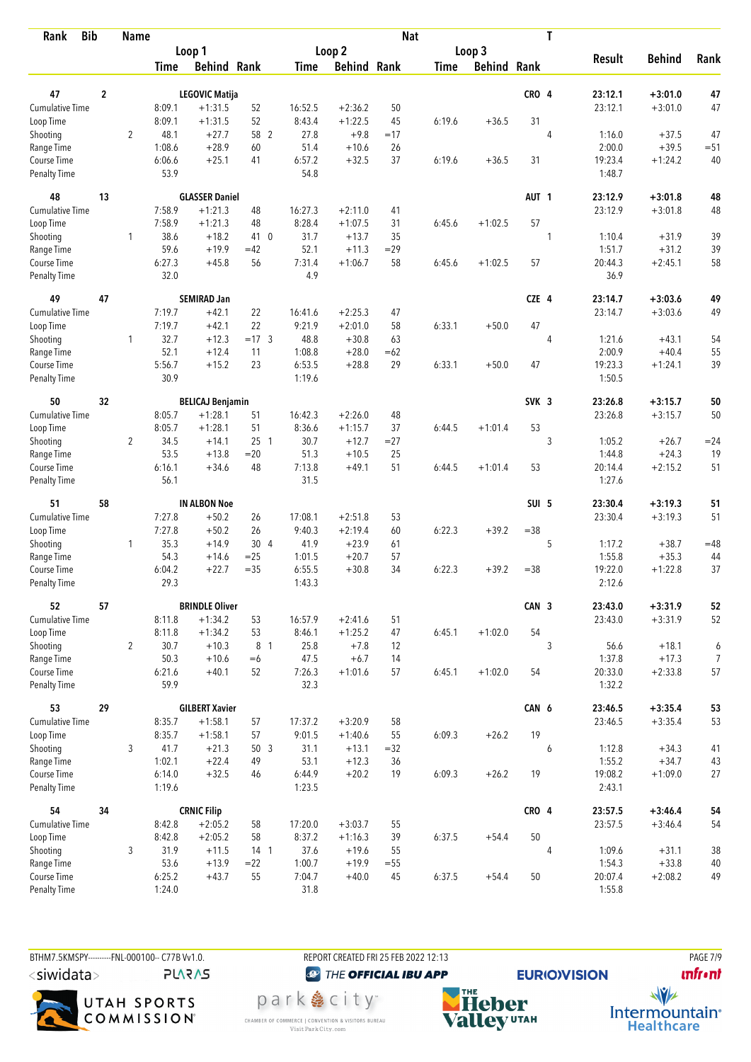| Rank | Bib | Name | | Loop 1 | | | Loop 2 | | | Loop 3 | | Nat | T | Result | Behind | Rank |
|---|---|---|---|---|---|---|---|---|---|---|---|---|---|---|---|---|
| | | | | Time | Behind | Rank | Time | Behind | Rank | Time | Behind | Rank | | | | |
| 47 | 2 | LEGOVIC Matija | | | | | | | | | | CRO | 4 | 23:12.1 | +3:01.0 | 47 |
| Cumulative Time | | | | 8:09.1 | +1:31.5 | 52 | 16:52.5 | +2:36.2 | 50 | | | | | 23:12.1 | +3:01.0 | 47 |
| Loop Time | | | | 8:09.1 | +1:31.5 | 52 | 8:43.4 | +1:22.5 | 45 | 6:19.6 | +36.5 | 31 | | | | |
| Shooting | | | 2 | 48.1 | +27.7 | 58 2 | 27.8 | +9.8 | =17 | | | | 4 | 1:16.0 | +37.5 | 47 |
| Range Time | | | | 1:08.6 | +28.9 | 60 | 51.4 | +10.6 | 26 | | | | | 2:00.0 | +39.5 | =51 |
| Course Time | | | | 6:06.6 | +25.1 | 41 | 6:57.2 | +32.5 | 37 | 6:19.6 | +36.5 | 31 | | 19:23.4 | +1:24.2 | 40 |
| Penalty Time | | | | 53.9 | | | 54.8 | | | | | | | 1:48.7 | | |
| 48 | 13 | GLASSER Daniel | | | | | | | | | | AUT | 1 | 23:12.9 | +3:01.8 | 48 |
| Cumulative Time | | | | 7:58.9 | +1:21.3 | 48 | 16:27.3 | +2:11.0 | 41 | | | | | 23:12.9 | +3:01.8 | 48 |
| Loop Time | | | | 7:58.9 | +1:21.3 | 48 | 8:28.4 | +1:07.5 | 31 | 6:45.6 | +1:02.5 | 57 | | | | |
| Shooting | | | 1 | 38.6 | +18.2 | 41 0 | 31.7 | +13.7 | 35 | | | | 1 | 1:10.4 | +31.9 | 39 |
| Range Time | | | | 59.6 | +19.9 | =42 | 52.1 | +11.3 | =29 | | | | | 1:51.7 | +31.2 | 39 |
| Course Time | | | | 6:27.3 | +45.8 | 56 | 7:31.4 | +1:06.7 | 58 | 6:45.6 | +1:02.5 | 57 | | 20:44.3 | +2:45.1 | 58 |
| Penalty Time | | | | 32.0 | | | 4.9 | | | | | | | 36.9 | | |
| 49 | 47 | SEMIRAD Jan | | | | | | | | | | CZE | 4 | 23:14.7 | +3:03.6 | 49 |
| Cumulative Time | | | | 7:19.7 | +42.1 | 22 | 16:41.6 | +2:25.3 | 47 | | | | | 23:14.7 | +3:03.6 | 49 |
| Loop Time | | | | 7:19.7 | +42.1 | 22 | 9:21.9 | +2:01.0 | 58 | 6:33.1 | +50.0 | 47 | | | | |
| Shooting | | | 1 | 32.7 | +12.3 | =17 3 | 48.8 | +30.8 | 63 | | | | 4 | 1:21.6 | +43.1 | 54 |
| Range Time | | | | 52.1 | +12.4 | 11 | 1:08.8 | +28.0 | =62 | | | | | 2:00.9 | +40.4 | 55 |
| Course Time | | | | 5:56.7 | +15.2 | 23 | 6:53.5 | +28.8 | 29 | 6:33.1 | +50.0 | 47 | | 19:23.3 | +1:24.1 | 39 |
| Penalty Time | | | | 30.9 | | | 1:19.6 | | | | | | | 1:50.5 | | |
| 50 | 32 | BELICAJ Benjamin | | | | | | | | | | SVK | 3 | 23:26.8 | +3:15.7 | 50 |
| Cumulative Time | | | | 8:05.7 | +1:28.1 | 51 | 16:42.3 | +2:26.0 | 48 | | | | | 23:26.8 | +3:15.7 | 50 |
| Loop Time | | | | 8:05.7 | +1:28.1 | 51 | 8:36.6 | +1:15.7 | 37 | 6:44.5 | +1:01.4 | 53 | | | | |
| Shooting | | | 2 | 34.5 | +14.1 | 25 1 | 30.7 | +12.7 | =27 | | | | 3 | 1:05.2 | +26.7 | =24 |
| Range Time | | | | 53.5 | +13.8 | =20 | 51.3 | +10.5 | 25 | | | | | 1:44.8 | +24.3 | 19 |
| Course Time | | | | 6:16.1 | +34.6 | 48 | 7:13.8 | +49.1 | 51 | 6:44.5 | +1:01.4 | 53 | | 20:14.4 | +2:15.2 | 51 |
| Penalty Time | | | | 56.1 | | | 31.5 | | | | | | | 1:27.6 | | |
| 51 | 58 | IN ALBON Noe | | | | | | | | | | SUI | 5 | 23:30.4 | +3:19.3 | 51 |
| Cumulative Time | | | | 7:27.8 | +50.2 | 26 | 17:08.1 | +2:51.8 | 53 | | | | | 23:30.4 | +3:19.3 | 51 |
| Loop Time | | | | 7:27.8 | +50.2 | 26 | 9:40.3 | +2:19.4 | 60 | 6:22.3 | +39.2 | =38 | | | | |
| Shooting | | | 1 | 35.3 | +14.9 | 30 4 | 41.9 | +23.9 | 61 | | | | 5 | 1:17.2 | +38.7 | =48 |
| Range Time | | | | 54.3 | +14.6 | =25 | 1:01.5 | +20.7 | 57 | | | | | 1:55.8 | +35.3 | 44 |
| Course Time | | | | 6:04.2 | +22.7 | =35 | 6:55.5 | +30.8 | 34 | 6:22.3 | +39.2 | =38 | | 19:22.0 | +1:22.8 | 37 |
| Penalty Time | | | | 29.3 | | | 1:43.3 | | | | | | | 2:12.6 | | |
| 52 | 57 | BRINDLE Oliver | | | | | | | | | | CAN | 3 | 23:43.0 | +3:31.9 | 52 |
| Cumulative Time | | | | 8:11.8 | +1:34.2 | 53 | 16:57.9 | +2:41.6 | 51 | | | | | 23:43.0 | +3:31.9 | 52 |
| Loop Time | | | | 8:11.8 | +1:34.2 | 53 | 8:46.1 | +1:25.2 | 47 | 6:45.1 | +1:02.0 | 54 | | | | |
| Shooting | | | 2 | 30.7 | +10.3 | 8 1 | 25.8 | +7.8 | 12 | | | | 3 | 56.6 | +18.1 | 6 |
| Range Time | | | | 50.3 | +10.6 | =6 | 47.5 | +6.7 | 14 | | | | | 1:37.8 | +17.3 | 7 |
| Course Time | | | | 6:21.6 | +40.1 | 52 | 7:26.3 | +1:01.6 | 57 | 6:45.1 | +1:02.0 | 54 | | 20:33.0 | +2:33.8 | 57 |
| Penalty Time | | | | 59.9 | | | 32.3 | | | | | | | 1:32.2 | | |
| 53 | 29 | GILBERT Xavier | | | | | | | | | | CAN | 6 | 23:46.5 | +3:35.4 | 53 |
| Cumulative Time | | | | 8:35.7 | +1:58.1 | 57 | 17:37.2 | +3:20.9 | 58 | | | | | 23:46.5 | +3:35.4 | 53 |
| Loop Time | | | | 8:35.7 | +1:58.1 | 57 | 9:01.5 | +1:40.6 | 55 | 6:09.3 | +26.2 | 19 | | | | |
| Shooting | | | 3 | 41.7 | +21.3 | 50 3 | 31.1 | +13.1 | =32 | | | | 6 | 1:12.8 | +34.3 | 41 |
| Range Time | | | | 1:02.1 | +22.4 | 49 | 53.1 | +12.3 | 36 | | | | | 1:55.2 | +34.7 | 43 |
| Course Time | | | | 6:14.0 | +32.5 | 46 | 6:44.9 | +20.2 | 19 | 6:09.3 | +26.2 | 19 | | 19:08.2 | +1:09.0 | 27 |
| Penalty Time | | | | 1:19.6 | | | 1:23.5 | | | | | | | 2:43.1 | | |
| 54 | 34 | CRNIC Filip | | | | | | | | | | CRO | 4 | 23:57.5 | +3:46.4 | 54 |
| Cumulative Time | | | | 8:42.8 | +2:05.2 | 58 | 17:20.0 | +3:03.7 | 55 | | | | | 23:57.5 | +3:46.4 | 54 |
| Loop Time | | | | 8:42.8 | +2:05.2 | 58 | 8:37.2 | +1:16.3 | 39 | 6:37.5 | +54.4 | 50 | | | | |
| Shooting | | | 3 | 31.9 | +11.5 | 14 1 | 37.6 | +19.6 | 55 | | | | 4 | 1:09.6 | +31.1 | 38 |
| Range Time | | | | 53.6 | +13.9 | =22 | 1:00.7 | +19.9 | =55 | | | | | 1:54.3 | +33.8 | 40 |
| Course Time | | | | 6:25.2 | +43.7 | 55 | 7:04.7 | +40.0 | 45 | 6:37.5 | +54.4 | 50 | | 20:07.4 | +2:08.2 | 49 |
| Penalty Time | | | | 1:24.0 | | | 31.8 | | | | | | | 1:55.8 | | |

BTHM7.5KMSPY----------FNL-000100-- C77B Vv1.0. REPORT CREATED FRI 25 FEB 2022 12:13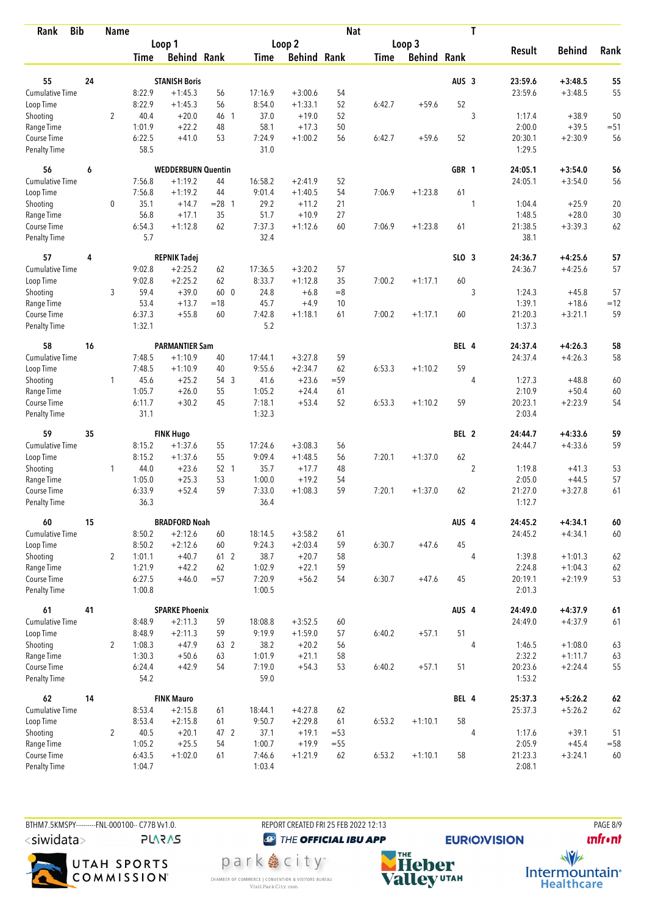| Rank | Bib | Name | | | | | | | Nat | | | | T | | | |
|---|---|---|---|---|---|---|---|---|---|---|---|---|---|---|---|---|
| | | | Loop 1 | | | Loop 2 | | | Loop 3 | | | | | Result | Behind | Rank |
| | | | Time | Behind | Rank | Time | Behind | Rank | Time | Behind | Rank | | | | | |
| 55 | 24 | STANISH Boris | | | | | | | | | | AUS | 3 | 23:59.6 | +3:48.5 | 55 |
| Cumulative Time | | | 8:22.9 | +1:45.3 | 56 | 17:16.9 | +3:00.6 | 54 | | | | | | 23:59.6 | +3:48.5 | 55 |
| Loop Time | | | 8:22.9 | +1:45.3 | 56 | 8:54.0 | +1:33.1 | 52 | 6:42.7 | +59.6 | 52 | | | | | |
| Shooting | | 2 | 40.4 | +20.0 | 46 1 | 37.0 | +19.0 | 52 | | | | | 3 | 1:17.4 | +38.9 | 50 |
| Range Time | | | 1:01.9 | +22.2 | 48 | 58.1 | +17.3 | 50 | | | | | | 2:00.0 | +39.5 | =51 |
| Course Time | | | 6:22.5 | +41.0 | 53 | 7:24.9 | +1:00.2 | 56 | 6:42.7 | +59.6 | 52 | | | 20:30.1 | +2:30.9 | 56 |
| Penalty Time | | | 58.5 | | | 31.0 | | | | | | | | 1:29.5 | | |
| 56 | 6 | WEDDERBURN Quentin | | | | | | | | | | GBR | 1 | 24:05.1 | +3:54.0 | 56 |
| Cumulative Time | | | 7:56.8 | +1:19.2 | 44 | 16:58.2 | +2:41.9 | 52 | | | | | | 24:05.1 | +3:54.0 | 56 |
| Loop Time | | | 7:56.8 | +1:19.2 | 44 | 9:01.4 | +1:40.5 | 54 | 7:06.9 | +1:23.8 | 61 | | | | | |
| Shooting | | 0 | 35.1 | +14.7 | =28 1 | 29.2 | +11.2 | 21 | | | | | 1 | 1:04.4 | +25.9 | 20 |
| Range Time | | | 56.8 | +17.1 | 35 | 51.7 | +10.9 | 27 | | | | | | 1:48.5 | +28.0 | 30 |
| Course Time | | | 6:54.3 | +1:12.8 | 62 | 7:37.3 | +1:12.6 | 60 | 7:06.9 | +1:23.8 | 61 | | | 21:38.5 | +3:39.3 | 62 |
| Penalty Time | | | 5.7 | | | 32.4 | | | | | | | | 38.1 | | |
| 57 | 4 | REPNIK Tadej | | | | | | | | | | SLO | 3 | 24:36.7 | +4:25.6 | 57 |
| Cumulative Time | | | 9:02.8 | +2:25.2 | 62 | 17:36.5 | +3:20.2 | 57 | | | | | | 24:36.7 | +4:25.6 | 57 |
| Loop Time | | | 9:02.8 | +2:25.2 | 62 | 8:33.7 | +1:12.8 | 35 | 7:00.2 | +1:17.1 | 60 | | | | | |
| Shooting | | 3 | 59.4 | +39.0 | 60 0 | 24.8 | +6.8 | =8 | | | | | 3 | 1:24.3 | +45.8 | 57 |
| Range Time | | | 53.4 | +13.7 | =18 | 45.7 | +4.9 | 10 | | | | | | 1:39.1 | +18.6 | =12 |
| Course Time | | | 6:37.3 | +55.8 | 60 | 7:42.8 | +1:18.1 | 61 | 7:00.2 | +1:17.1 | 60 | | | 21:20.3 | +3:21.1 | 59 |
| Penalty Time | | | 1:32.1 | | | 5.2 | | | | | | | | 1:37.3 | | |
| 58 | 16 | PARMANTIER Sam | | | | | | | | | | BEL | 4 | 24:37.4 | +4:26.3 | 58 |
| Cumulative Time | | | 7:48.5 | +1:10.9 | 40 | 17:44.1 | +3:27.8 | 59 | | | | | | 24:37.4 | +4:26.3 | 58 |
| Loop Time | | | 7:48.5 | +1:10.9 | 40 | 9:55.6 | +2:34.7 | 62 | 6:53.3 | +1:10.2 | 59 | | | | | |
| Shooting | | 1 | 45.6 | +25.2 | 54 3 | 41.6 | +23.6 | =59 | | | | | 4 | 1:27.3 | +48.8 | 60 |
| Range Time | | | 1:05.7 | +26.0 | 55 | 1:05.2 | +24.4 | 61 | | | | | | 2:10.9 | +50.4 | 60 |
| Course Time | | | 6:11.7 | +30.2 | 45 | 7:18.1 | +53.4 | 52 | 6:53.3 | +1:10.2 | 59 | | | 20:23.1 | +2:23.9 | 54 |
| Penalty Time | | | 31.1 | | | 1:32.3 | | | | | | | | 2:03.4 | | |
| 59 | 35 | FINK Hugo | | | | | | | | | | BEL | 2 | 24:44.7 | +4:33.6 | 59 |
| Cumulative Time | | | 8:15.2 | +1:37.6 | 55 | 17:24.6 | +3:08.3 | 56 | | | | | | 24:44.7 | +4:33.6 | 59 |
| Loop Time | | | 8:15.2 | +1:37.6 | 55 | 9:09.4 | +1:48.5 | 56 | 7:20.1 | +1:37.0 | 62 | | | | | |
| Shooting | | 1 | 44.0 | +23.6 | 52 1 | 35.7 | +17.7 | 48 | | | | | 2 | 1:19.8 | +41.3 | 53 |
| Range Time | | | 1:05.0 | +25.3 | 53 | 1:00.0 | +19.2 | 54 | | | | | | 2:05.0 | +44.5 | 57 |
| Course Time | | | 6:33.9 | +52.4 | 59 | 7:33.0 | +1:08.3 | 59 | 7:20.1 | +1:37.0 | 62 | | | 21:27.0 | +3:27.8 | 61 |
| Penalty Time | | | 36.3 | | | 36.4 | | | | | | | | 1:12.7 | | |
| 60 | 15 | BRADFORD Noah | | | | | | | | | | AUS | 4 | 24:45.2 | +4:34.1 | 60 |
| Cumulative Time | | | 8:50.2 | +2:12.6 | 60 | 18:14.5 | +3:58.2 | 61 | | | | | | 24:45.2 | +4:34.1 | 60 |
| Loop Time | | | 8:50.2 | +2:12.6 | 60 | 9:24.3 | +2:03.4 | 59 | 6:30.7 | +47.6 | 45 | | | | | |
| Shooting | | 2 | 1:01.1 | +40.7 | 61 2 | 38.7 | +20.7 | 58 | | | | | 4 | 1:39.8 | +1:01.3 | 62 |
| Range Time | | | 1:21.9 | +42.2 | 62 | 1:02.9 | +22.1 | 59 | | | | | | 2:24.8 | +1:04.3 | 62 |
| Course Time | | | 6:27.5 | +46.0 | =57 | 7:20.9 | +56.2 | 54 | 6:30.7 | +47.6 | 45 | | | 20:19.1 | +2:19.9 | 53 |
| Penalty Time | | | 1:00.8 | | | 1:00.5 | | | | | | | | 2:01.3 | | |
| 61 | 41 | SPARKE Phoenix | | | | | | | | | | AUS | 4 | 24:49.0 | +4:37.9 | 61 |
| Cumulative Time | | | 8:48.9 | +2:11.3 | 59 | 18:08.8 | +3:52.5 | 60 | | | | | | 24:49.0 | +4:37.9 | 61 |
| Loop Time | | | 8:48.9 | +2:11.3 | 59 | 9:19.9 | +1:59.0 | 57 | 6:40.2 | +57.1 | 51 | | | | | |
| Shooting | | 2 | 1:08.3 | +47.9 | 63 2 | 38.2 | +20.2 | 56 | | | | | 4 | 1:46.5 | +1:08.0 | 63 |
| Range Time | | | 1:30.3 | +50.6 | 63 | 1:01.9 | +21.1 | 58 | | | | | | 2:32.2 | +1:11.7 | 63 |
| Course Time | | | 6:24.4 | +42.9 | 54 | 7:19.0 | +54.3 | 53 | 6:40.2 | +57.1 | 51 | | | 20:23.6 | +2:24.4 | 55 |
| Penalty Time | | | 54.2 | | | 59.0 | | | | | | | | 1:53.2 | | |
| 62 | 14 | FINK Mauro | | | | | | | | | | BEL | 4 | 25:37.3 | +5:26.2 | 62 |
| Cumulative Time | | | 8:53.4 | +2:15.8 | 61 | 18:44.1 | +4:27.8 | 62 | | | | | | 25:37.3 | +5:26.2 | 62 |
| Loop Time | | | 8:53.4 | +2:15.8 | 61 | 9:50.7 | +2:29.8 | 61 | 6:53.2 | +1:10.1 | 58 | | | | | |
| Shooting | | 2 | 40.5 | +20.1 | 47 2 | 37.1 | +19.1 | =53 | | | | | 4 | 1:17.6 | +39.1 | 51 |
| Range Time | | | 1:05.2 | +25.5 | 54 | 1:00.7 | +19.9 | =55 | | | | | | 2:05.9 | +45.4 | =58 |
| Course Time | | | 6:43.5 | +1:02.0 | 61 | 7:46.6 | +1:21.9 | 62 | 6:53.2 | +1:10.1 | 58 | | | 21:23.3 | +3:24.1 | 60 |
| Penalty Time | | | 1:04.7 | | | 1:03.4 | | | | | | | | 2:08.1 | | |

BTHM7.5KMSPY----------FNL-000100-- C77B Vv1.0. REPORT CREATED FRI 25 FEB 2022 12:13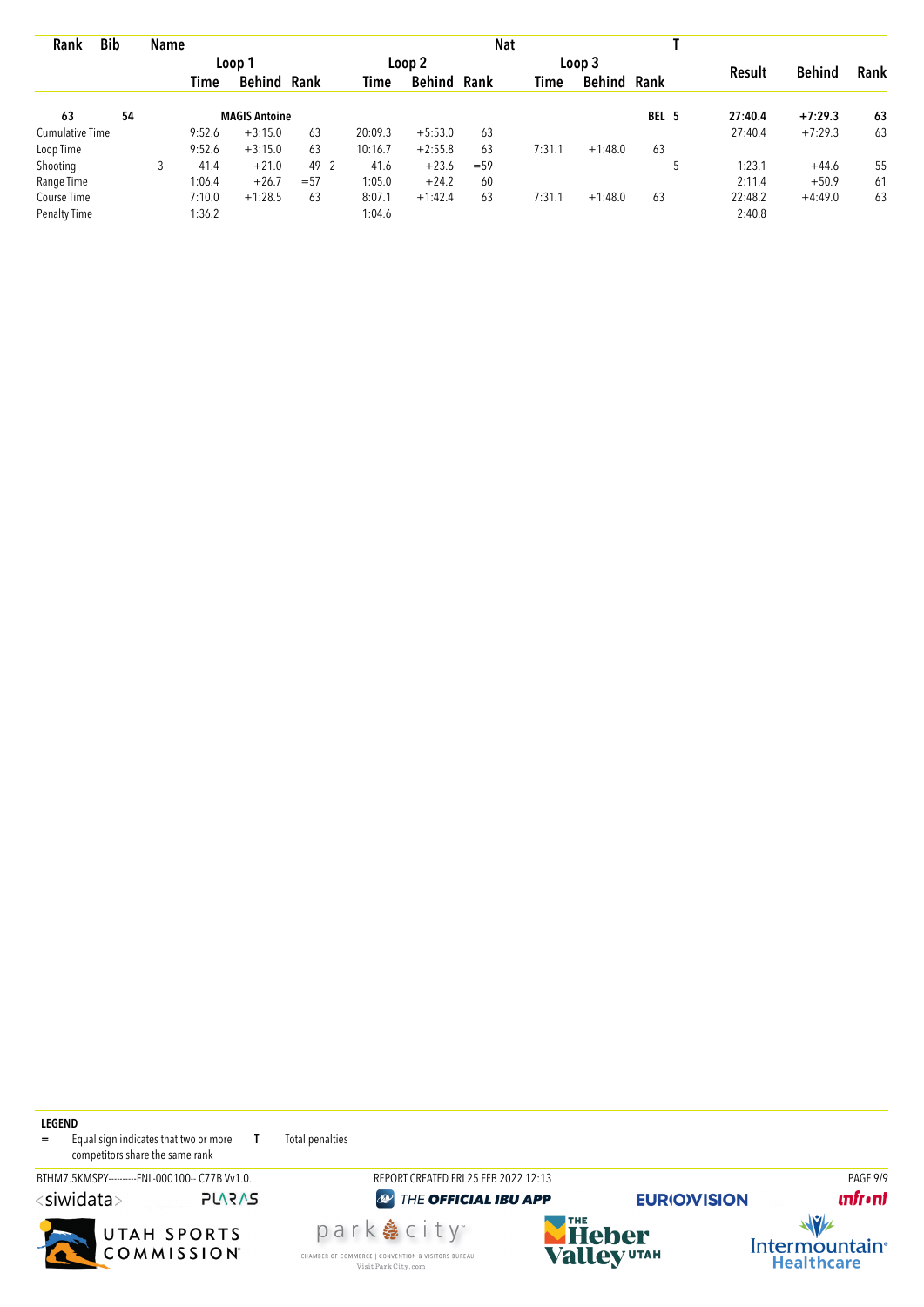| Rank | Bib | | Name | | | | | | | Nat | | | T | Result | Behind | Rank |
|---|---|---|---|---|---|---|---|---|---|---|---|---|---|---|---|---|
| | | | Loop 1 | | | Loop 2 | | | Loop 3 | | | | | | | |
| | | | Time | Behind | Rank | Time | Behind | Rank | Time | Behind | Rank | | | | | |
| **63** | **54** | | **MAGIS Antoine** | | | | | | | | | **BEL** | **5** | **27:40.4** | **+7:29.3** | **63** |
| Cumulative Time | | | 9:52.6 | +3:15.0 | 63 | 20:09.3 | +5:53.0 | 63 | | | | | | 27:40.4 | +7:29.3 | 63 |
| Loop Time | | | 9:52.6 | +3:15.0 | 63 | 10:16.7 | +2:55.8 | 63 | 7:31.1 | +1:48.0 | 63 | | | | | |
| Shooting | | 3 | 41.4 | +21.0 | 49 | 2 41.6 | +23.6 | =59 | | | | | 5 | 1:23.1 | +44.6 | 55 |
| Range Time | | | 1:06.4 | +26.7 | =57 | 1:05.0 | +24.2 | 60 | | | | | | 2:11.4 | +50.9 | 61 |
| Course Time | | | 7:10.0 | +1:28.5 | 63 | 8:07.1 | +1:42.4 | 63 | 7:31.1 | +1:48.0 | 63 | | | 22:48.2 | +4:49.0 | 63 |
| Penalty Time | | | 1:36.2 | | | 1:04.6 | | | | | | | | 2:40.8 | | |

**LEGEND**

= Equal sign indicates that two or more competitors share the same rank

T Total penalties

BTHM7.5KMSPY----------FNL-000100-- C77B Vv1.0. REPORT CREATED FRI 25 FEB 2022 12:13